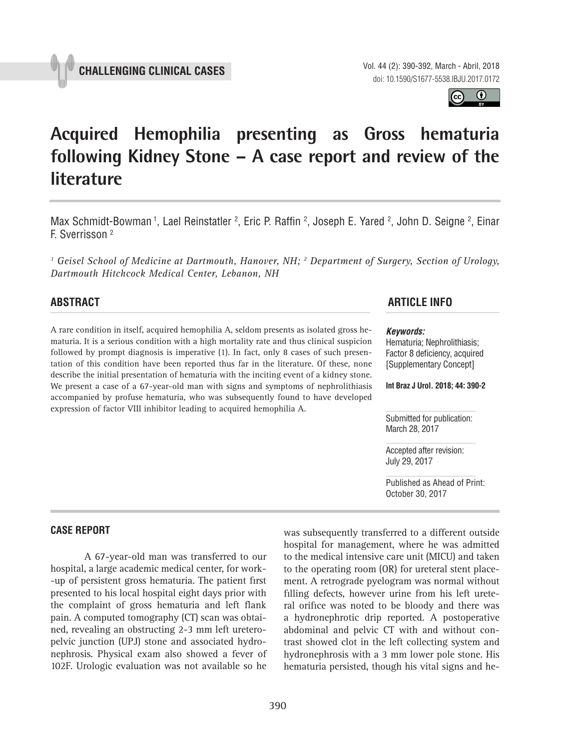CHALLENGING CLINICAL CASES

doi: 10.1590/S1677-5538.IBJU.2017.0172

# Acquired Hemophilia presenting as Gross hematuria following Kidney Stone – A case report and review of the literature

Max Schmidt-Bowman [1], Lael Reinstatler [2], Eric P. Raffin [2], Joseph E. Yared [2], John D. Seigne [2], Einar F. Sverrisson [2]

*[1] Geisel School of Medicine at Dartmouth, Hanover, NH; [2] Department of Surgery, Section of Urology, Dartmouth Hitchcock Medical Center, Lebanon, NH*

## ABSTRACT

A rare condition in itself, acquired hemophilia A, seldom presents as isolated gross hematuria. It is a serious condition with a high mortality rate and thus clinical suspicion followed by prompt diagnosis is imperative (1). In fact, only 8 cases of such presentation of this condition have been reported thus far in the literature. Of these, none describe the initial presentation of hematuria with the inciting event of a kidney stone. We present a case of a 67-year-old man with signs and symptoms of nephrolithiasis accompanied by profuse hematuria, who was subsequently found to have developed expression of factor VIII inhibitor leading to acquired hemophilia A.

## ARTICLE INFO

***Keywords:***
Hematuria; Nephrolithiasis; Factor 8 deficiency, acquired [Supplementary Concept]

**Int Braz J Urol. 2018; 44: 390-2**

Submitted for publication:
March 28, 2017

Accepted after revision:
July 29, 2017

Published as Ahead of Print:
October 30, 2017

## CASE REPORT

A 67-year-old man was transferred to our hospital, a large academic medical center, for work-up of persistent gross hematuria. The patient first presented to his local hospital eight days prior with the complaint of gross hematuria and left flank pain. A computed tomography (CT) scan was obtained, revealing an obstructing 2-3 mm left ureteropelvic junction (UPJ) stone and associated hydronephrosis. Physical exam also showed a fever of 102F. Urologic evaluation was not available so he was subsequently transferred to a different outside hospital for management, where he was admitted to the medical intensive care unit (MICU) and taken to the operating room (OR) for ureteral stent placement. A retrograde pyelogram was normal without filling defects, however urine from his left ureteral orifice was noted to be bloody and there was a hydronephrotic drip reported. A postoperative abdominal and pelvic CT with and without contrast showed clot in the left collecting system and hydronephrosis with a 3 mm lower pole stone. His hematuria persisted, though his vital signs and he-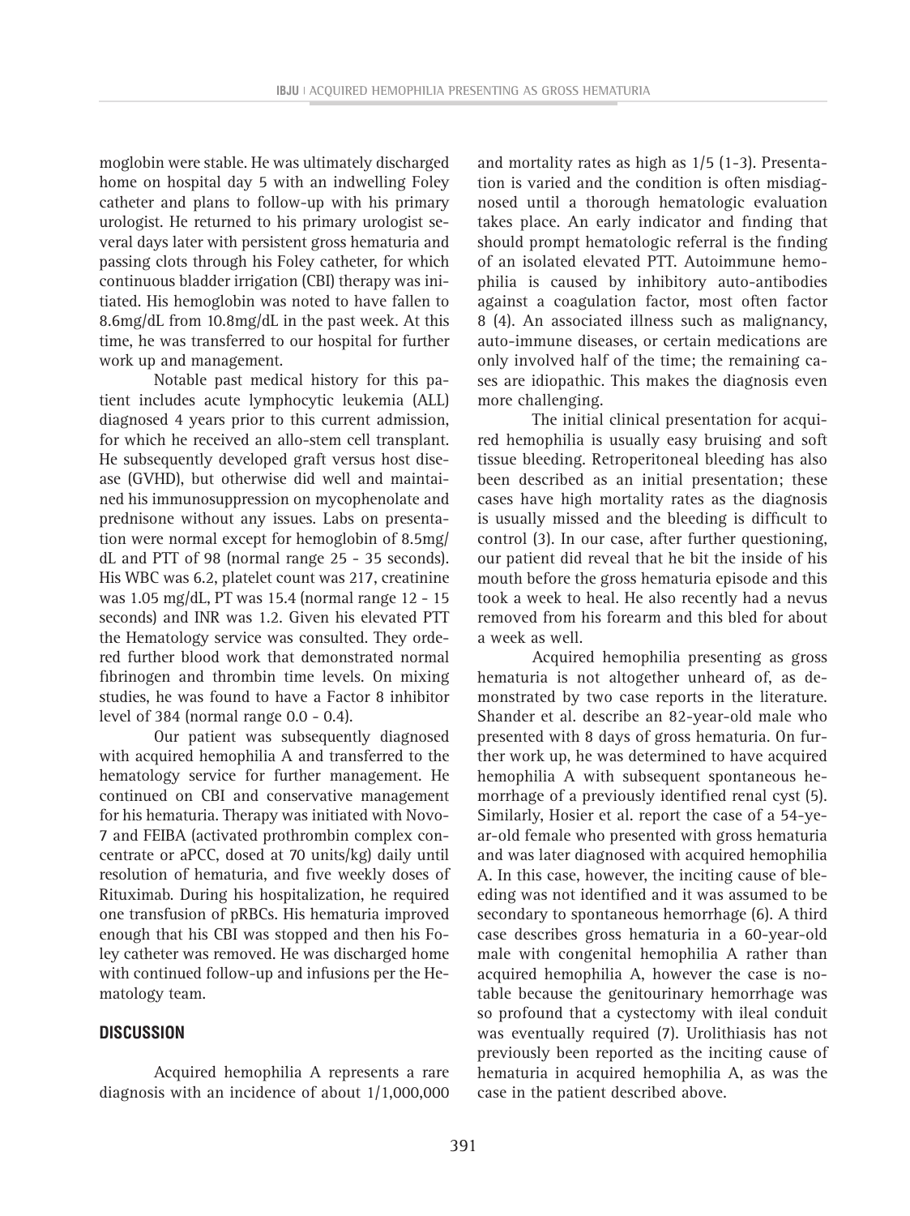moglobin were stable. He was ultimately discharged home on hospital day 5 with an indwelling Foley catheter and plans to follow-up with his primary urologist. He returned to his primary urologist several days later with persistent gross hematuria and passing clots through his Foley catheter, for which continuous bladder irrigation (CBI) therapy was initiated. His hemoglobin was noted to have fallen to 8.6mg/dL from 10.8mg/dL in the past week. At this time, he was transferred to our hospital for further work up and management.

Notable past medical history for this patient includes acute lymphocytic leukemia (ALL) diagnosed 4 years prior to this current admission, for which he received an allo-stem cell transplant. He subsequently developed graft versus host disease (GVHD), but otherwise did well and maintained his immunosuppression on mycophenolate and prednisone without any issues. Labs on presentation were normal except for hemoglobin of 8.5mg/dL and PTT of 98 (normal range 25 - 35 seconds). His WBC was 6.2, platelet count was 217, creatinine was 1.05 mg/dL, PT was 15.4 (normal range 12 - 15 seconds) and INR was 1.2. Given his elevated PTT the Hematology service was consulted. They ordered further blood work that demonstrated normal fibrinogen and thrombin time levels. On mixing studies, he was found to have a Factor 8 inhibitor level of 384 (normal range 0.0 - 0.4).

Our patient was subsequently diagnosed with acquired hemophilia A and transferred to the hematology service for further management. He continued on CBI and conservative management for his hematuria. Therapy was initiated with Novo-7 and FEIBA (activated prothrombin complex concentrate or aPCC, dosed at 70 units/kg) daily until resolution of hematuria, and five weekly doses of Rituximab. During his hospitalization, he required one transfusion of pRBCs. His hematuria improved enough that his CBI was stopped and then his Foley catheter was removed. He was discharged home with continued follow-up and infusions per the Hematology team.

## DISCUSSION

Acquired hemophilia A represents a rare diagnosis with an incidence of about 1/1,000,000 and mortality rates as high as 1/5 (1-3). Presentation is varied and the condition is often misdiagnosed until a thorough hematologic evaluation takes place. An early indicator and finding that should prompt hematologic referral is the finding of an isolated elevated PTT. Autoimmune hemophilia is caused by inhibitory auto-antibodies against a coagulation factor, most often factor 8 (4). An associated illness such as malignancy, auto-immune diseases, or certain medications are only involved half of the time; the remaining cases are idiopathic. This makes the diagnosis even more challenging.

The initial clinical presentation for acquired hemophilia is usually easy bruising and soft tissue bleeding. Retroperitoneal bleeding has also been described as an initial presentation; these cases have high mortality rates as the diagnosis is usually missed and the bleeding is difficult to control (3). In our case, after further questioning, our patient did reveal that he bit the inside of his mouth before the gross hematuria episode and this took a week to heal. He also recently had a nevus removed from his forearm and this bled for about a week as well.

Acquired hemophilia presenting as gross hematuria is not altogether unheard of, as demonstrated by two case reports in the literature. Shander et al. describe an 82-year-old male who presented with 8 days of gross hematuria. On further work up, he was determined to have acquired hemophilia A with subsequent spontaneous hemorrhage of a previously identified renal cyst (5). Similarly, Hosier et al. report the case of a 54-year-old female who presented with gross hematuria and was later diagnosed with acquired hemophilia A. In this case, however, the inciting cause of bleeding was not identified and it was assumed to be secondary to spontaneous hemorrhage (6). A third case describes gross hematuria in a 60-year-old male with congenital hemophilia A rather than acquired hemophilia A, however the case is notable because the genitourinary hemorrhage was so profound that a cystectomy with ileal conduit was eventually required (7). Urolithiasis has not previously been reported as the inciting cause of hematuria in acquired hemophilia A, as was the case in the patient described above.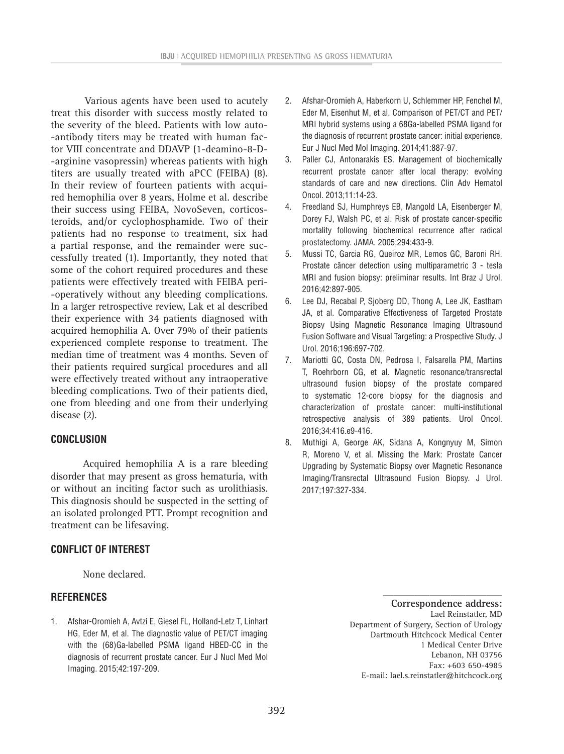Various agents have been used to acutely treat this disorder with success mostly related to the severity of the bleed. Patients with low auto-antibody titers may be treated with human factor VIII concentrate and DDAVP (1-deamino-8-D-arginine vasopressin) whereas patients with high titers are usually treated with aPCC (FEIBA) (8). In their review of fourteen patients with acquired hemophilia over 8 years, Holme et al. describe their success using FEIBA, NovoSeven, corticosteroids, and/or cyclophosphamide. Two of their patients had no response to treatment, six had a partial response, and the remainder were successfully treated (1). Importantly, they noted that some of the cohort required procedures and these patients were effectively treated with FEIBA peri-operatively without any bleeding complications. In a larger retrospective review, Lak et al described their experience with 34 patients diagnosed with acquired hemophilia A. Over 79% of their patients experienced complete response to treatment. The median time of treatment was 4 months. Seven of their patients required surgical procedures and all were effectively treated without any intraoperative bleeding complications. Two of their patients died, one from bleeding and one from their underlying disease (2).

## CONCLUSION

Acquired hemophilia A is a rare bleeding disorder that may present as gross hematuria, with or without an inciting factor such as urolithiasis. This diagnosis should be suspected in the setting of an isolated prolonged PTT. Prompt recognition and treatment can be lifesaving.

## CONFLICT OF INTEREST

None declared.

## REFERENCES

1. Afshar-Oromieh A, Avtzi E, Giesel FL, Holland-Letz T, Linhart HG, Eder M, et al. The diagnostic value of PET/CT imaging with the (68)Ga-labelled PSMA ligand HBED-CC in the diagnosis of recurrent prostate cancer. Eur J Nucl Med Mol Imaging. 2015;42:197-209.
2. Afshar-Oromieh A, Haberkorn U, Schlemmer HP, Fenchel M, Eder M, Eisenhut M, et al. Comparison of PET/CT and PET/MRI hybrid systems using a 68Ga-labelled PSMA ligand for the diagnosis of recurrent prostate cancer: initial experience. Eur J Nucl Med Mol Imaging. 2014;41:887-97.
3. Paller CJ, Antonarakis ES. Management of biochemically recurrent prostate cancer after local therapy: evolving standards of care and new directions. Clin Adv Hematol Oncol. 2013;11:14-23.
4. Freedland SJ, Humphreys EB, Mangold LA, Eisenberger M, Dorey FJ, Walsh PC, et al. Risk of prostate cancer-specific mortality following biochemical recurrence after radical prostatectomy. JAMA. 2005;294:433-9.
5. Mussi TC, Garcia RG, Queiroz MR, Lemos GC, Baroni RH. Prostate câncer detection using multiparametric 3 - tesla MRI and fusion biopsy: preliminar results. Int Braz J Urol. 2016;42:897-905.
6. Lee DJ, Recabal P, Sjoberg DD, Thong A, Lee JK, Eastham JA, et al. Comparative Effectiveness of Targeted Prostate Biopsy Using Magnetic Resonance Imaging Ultrasound Fusion Software and Visual Targeting: a Prospective Study. J Urol. 2016;196:697-702.
7. Mariotti GC, Costa DN, Pedrosa I, Falsarella PM, Martins T, Roehrborn CG, et al. Magnetic resonance/transrectal ultrasound fusion biopsy of the prostate compared to systematic 12-core biopsy for the diagnosis and characterization of prostate cancer: multi-institutional retrospective analysis of 389 patients. Urol Oncol. 2016;34:416.e9-416.
8. Muthigi A, George AK, Sidana A, Kongnyuy M, Simon R, Moreno V, et al. Missing the Mark: Prostate Cancer Upgrading by Systematic Biopsy over Magnetic Resonance Imaging/Transrectal Ultrasound Fusion Biopsy. J Urol. 2017;197:327-334.

**Correspondence address:**
Lael Reinstatler, MD
Department of Surgery, Section of Urology
Dartmouth Hitchcock Medical Center
1 Medical Center Drive
Lebanon, NH 03756
Fax: +603 650-4985
E-mail: lael.s.reinstatler@hitchcock.org